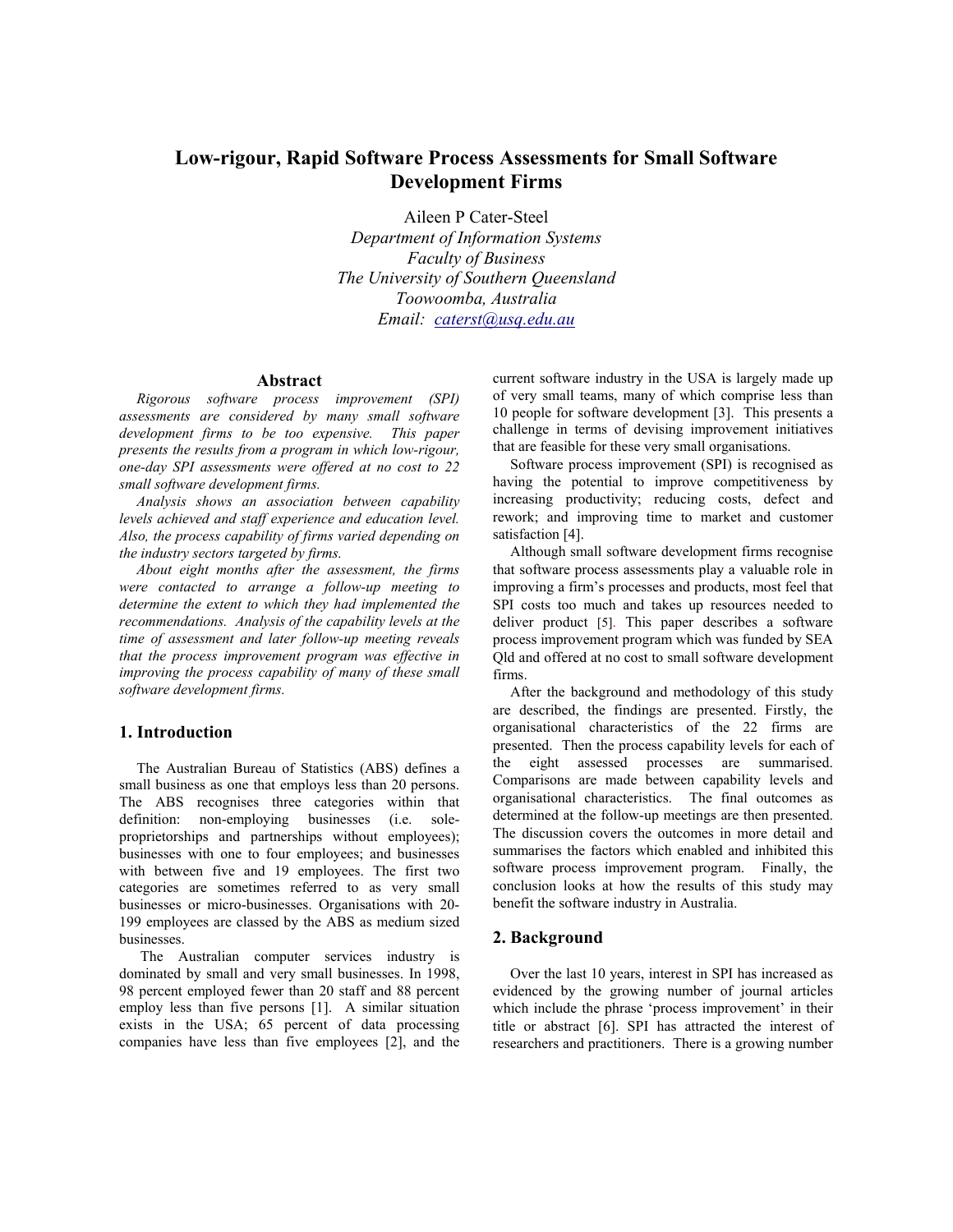# Low-rigour, Rapid Software Process Assessments for Small Software Development Firms

Aileen P Cater-Steel
*Department of Information Systems*
*Faculty of Business*
*The University of Southern Queensland*
*Toowoomba, Australia*
*Email: caterst@usq.edu.au*

## Abstract

*Rigorous software process improvement (SPI) assessments are considered by many small software development firms to be too expensive. This paper presents the results from a program in which low-rigour, one-day SPI assessments were offered at no cost to 22 small software development firms.*

*Analysis shows an association between capability levels achieved and staff experience and education level. Also, the process capability of firms varied depending on the industry sectors targeted by firms.*

*About eight months after the assessment, the firms were contacted to arrange a follow-up meeting to determine the extent to which they had implemented the recommendations. Analysis of the capability levels at the time of assessment and later follow-up meeting reveals that the process improvement program was effective in improving the process capability of many of these small software development firms.*

## 1. Introduction

The Australian Bureau of Statistics (ABS) defines a small business as one that employs less than 20 persons. The ABS recognises three categories within that definition: non-employing businesses (i.e. sole-proprietorships and partnerships without employees); businesses with one to four employees; and businesses with between five and 19 employees. The first two categories are sometimes referred to as very small businesses or micro-businesses. Organisations with 20-199 employees are classed by the ABS as medium sized businesses.

The Australian computer services industry is dominated by small and very small businesses. In 1998, 98 percent employed fewer than 20 staff and 88 percent employ less than five persons [1]. A similar situation exists in the USA; 65 percent of data processing companies have less than five employees [2], and the current software industry in the USA is largely made up of very small teams, many of which comprise less than 10 people for software development [3]. This presents a challenge in terms of devising improvement initiatives that are feasible for these very small organisations.

Software process improvement (SPI) is recognised as having the potential to improve competitiveness by increasing productivity; reducing costs, defect and rework; and improving time to market and customer satisfaction [4].

Although small software development firms recognise that software process assessments play a valuable role in improving a firm's processes and products, most feel that SPI costs too much and takes up resources needed to deliver product [5]. This paper describes a software process improvement program which was funded by SEA Qld and offered at no cost to small software development firms.

After the background and methodology of this study are described, the findings are presented. Firstly, the organisational characteristics of the 22 firms are presented. Then the process capability levels for each of the eight assessed processes are summarised. Comparisons are made between capability levels and organisational characteristics. The final outcomes as determined at the follow-up meetings are then presented. The discussion covers the outcomes in more detail and summarises the factors which enabled and inhibited this software process improvement program. Finally, the conclusion looks at how the results of this study may benefit the software industry in Australia.

## 2. Background

Over the last 10 years, interest in SPI has increased as evidenced by the growing number of journal articles which include the phrase 'process improvement' in their title or abstract [6]. SPI has attracted the interest of researchers and practitioners. There is a growing number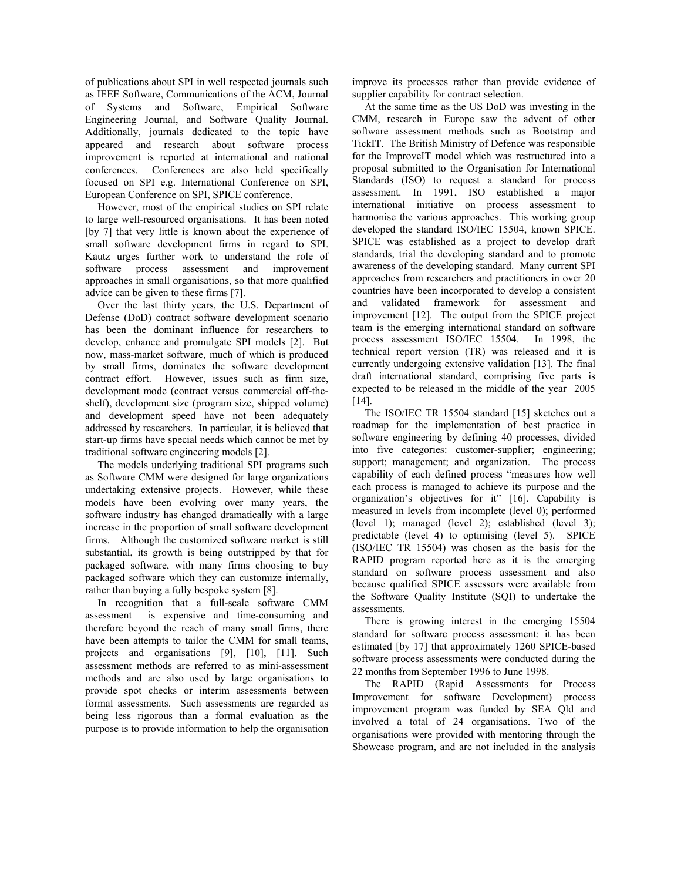of publications about SPI in well respected journals such as IEEE Software, Communications of the ACM, Journal of Systems and Software, Empirical Software Engineering Journal, and Software Quality Journal. Additionally, journals dedicated to the topic have appeared and research about software process improvement is reported at international and national conferences. Conferences are also held specifically focused on SPI e.g. International Conference on SPI, European Conference on SPI, SPICE conference.

However, most of the empirical studies on SPI relate to large well-resourced organisations. It has been noted [by 7] that very little is known about the experience of small software development firms in regard to SPI. Kautz urges further work to understand the role of software process assessment and improvement approaches in small organisations, so that more qualified advice can be given to these firms [7].

Over the last thirty years, the U.S. Department of Defense (DoD) contract software development scenario has been the dominant influence for researchers to develop, enhance and promulgate SPI models [2]. But now, mass-market software, much of which is produced by small firms, dominates the software development contract effort. However, issues such as firm size, development mode (contract versus commercial off-the-shelf), development size (program size, shipped volume) and development speed have not been adequately addressed by researchers. In particular, it is believed that start-up firms have special needs which cannot be met by traditional software engineering models [2].

The models underlying traditional SPI programs such as Software CMM were designed for large organizations undertaking extensive projects. However, while these models have been evolving over many years, the software industry has changed dramatically with a large increase in the proportion of small software development firms. Although the customized software market is still substantial, its growth is being outstripped by that for packaged software, with many firms choosing to buy packaged software which they can customize internally, rather than buying a fully bespoke system [8].

In recognition that a full-scale software CMM assessment is expensive and time-consuming and therefore beyond the reach of many small firms, there have been attempts to tailor the CMM for small teams, projects and organisations [9], [10], [11]. Such assessment methods are referred to as mini-assessment methods and are also used by large organisations to provide spot checks or interim assessments between formal assessments. Such assessments are regarded as being less rigorous than a formal evaluation as the purpose is to provide information to help the organisation improve its processes rather than provide evidence of supplier capability for contract selection.

At the same time as the US DoD was investing in the CMM, research in Europe saw the advent of other software assessment methods such as Bootstrap and TickIT. The British Ministry of Defence was responsible for the ImproveIT model which was restructured into a proposal submitted to the Organisation for International Standards (ISO) to request a standard for process assessment. In 1991, ISO established a major international initiative on process assessment to harmonise the various approaches. This working group developed the standard ISO/IEC 15504, known SPICE. SPICE was established as a project to develop draft standards, trial the developing standard and to promote awareness of the developing standard. Many current SPI approaches from researchers and practitioners in over 20 countries have been incorporated to develop a consistent and validated framework for assessment and improvement [12]. The output from the SPICE project team is the emerging international standard on software process assessment ISO/IEC 15504. In 1998, the technical report version (TR) was released and it is currently undergoing extensive validation [13]. The final draft international standard, comprising five parts is expected to be released in the middle of the year 2005 [14].

The ISO/IEC TR 15504 standard [15] sketches out a roadmap for the implementation of best practice in software engineering by defining 40 processes, divided into five categories: customer-supplier; engineering; support; management; and organization. The process capability of each defined process "measures how well each process is managed to achieve its purpose and the organization's objectives for it" [16]. Capability is measured in levels from incomplete (level 0); performed (level 1); managed (level 2); established (level 3); predictable (level 4) to optimising (level 5). SPICE (ISO/IEC TR 15504) was chosen as the basis for the RAPID program reported here as it is the emerging standard on software process assessment and also because qualified SPICE assessors were available from the Software Quality Institute (SQI) to undertake the assessments.

There is growing interest in the emerging 15504 standard for software process assessment: it has been estimated [by 17] that approximately 1260 SPICE-based software process assessments were conducted during the 22 months from September 1996 to June 1998.

The RAPID (Rapid Assessments for Process Improvement for software Development) process improvement program was funded by SEA Qld and involved a total of 24 organisations. Two of the organisations were provided with mentoring through the Showcase program, and are not included in the analysis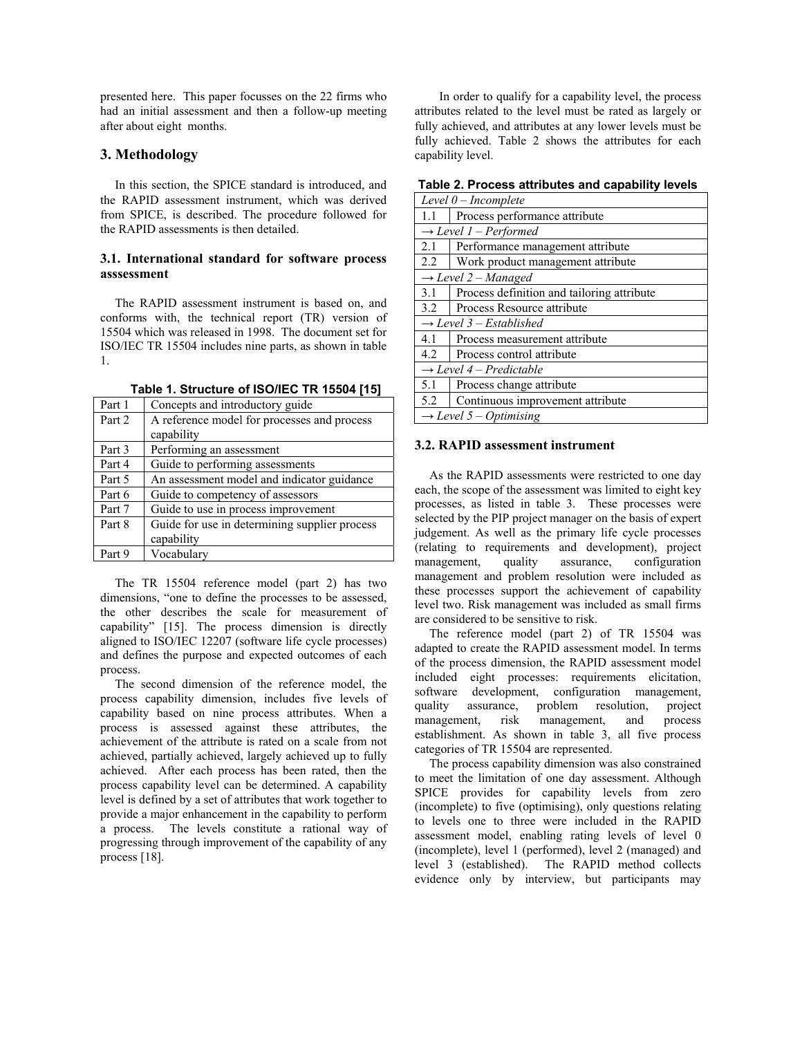presented here. This paper focusses on the 22 firms who had an initial assessment and then a follow-up meeting after about eight months.

## 3. Methodology

In this section, the SPICE standard is introduced, and the RAPID assessment instrument, which was derived from SPICE, is described. The procedure followed for the RAPID assessments is then detailed.

### 3.1. International standard for software process asssessment

The RAPID assessment instrument is based on, and conforms with, the technical report (TR) version of 15504 which was released in 1998. The document set for ISO/IEC TR 15504 includes nine parts, as shown in table 1.

**Table 1. Structure of ISO/IEC TR 15504 [15]**

| | |
|---|---|
| Part 1 | Concepts and introductory guide |
| Part 2 | A reference model for processes and process capability |
| Part 3 | Performing an assessment |
| Part 4 | Guide to performing assessments |
| Part 5 | An assessment model and indicator guidance |
| Part 6 | Guide to competency of assessors |
| Part 7 | Guide to use in process improvement |
| Part 8 | Guide for use in determining supplier process capability |
| Part 9 | Vocabulary |

The TR 15504 reference model (part 2) has two dimensions, "one to define the processes to be assessed, the other describes the scale for measurement of capability" [15]. The process dimension is directly aligned to ISO/IEC 12207 (software life cycle processes) and defines the purpose and expected outcomes of each process.

The second dimension of the reference model, the process capability dimension, includes five levels of capability based on nine process attributes. When a process is assessed against these attributes, the achievement of the attribute is rated on a scale from not achieved, partially achieved, largely achieved up to fully achieved. After each process has been rated, then the process capability level can be determined. A capability level is defined by a set of attributes that work together to provide a major enhancement in the capability to perform a process. The levels constitute a rational way of progressing through improvement of the capability of any process [18].

In order to qualify for a capability level, the process attributes related to the level must be rated as largely or fully achieved, and attributes at any lower levels must be fully achieved. Table 2 shows the attributes for each capability level.

**Table 2. Process attributes and capability levels**

| | |
|---|---|
| *Level 0 – Incomplete* | |
| 1.1 | Process performance attribute |
| *→ Level 1 – Performed* | |
| 2.1 | Performance management attribute |
| 2.2 | Work product management attribute |
| *→ Level 2 – Managed* | |
| 3.1 | Process definition and tailoring attribute |
| 3.2 | Process Resource attribute |
| *→ Level 3 – Established* | |
| 4.1 | Process measurement attribute |
| 4.2 | Process control attribute |
| *→ Level 4 – Predictable* | |
| 5.1 | Process change attribute |
| 5.2 | Continuous improvement attribute |
| *→ Level 5 – Optimising* | |

### 3.2. RAPID assessment instrument

As the RAPID assessments were restricted to one day each, the scope of the assessment was limited to eight key processes, as listed in table 3. These processes were selected by the PIP project manager on the basis of expert judgement. As well as the primary life cycle processes (relating to requirements and development), project management, quality assurance, configuration management and problem resolution were included as these processes support the achievement of capability level two. Risk management was included as small firms are considered to be sensitive to risk.

The reference model (part 2) of TR 15504 was adapted to create the RAPID assessment model. In terms of the process dimension, the RAPID assessment model included eight processes: requirements elicitation, software development, configuration management, quality assurance, problem resolution, project management, risk management, and process establishment. As shown in table 3, all five process categories of TR 15504 are represented.

The process capability dimension was also constrained to meet the limitation of one day assessment. Although SPICE provides for capability levels from zero (incomplete) to five (optimising), only questions relating to levels one to three were included in the RAPID assessment model, enabling rating levels of level 0 (incomplete), level 1 (performed), level 2 (managed) and level 3 (established). The RAPID method collects evidence only by interview, but participants may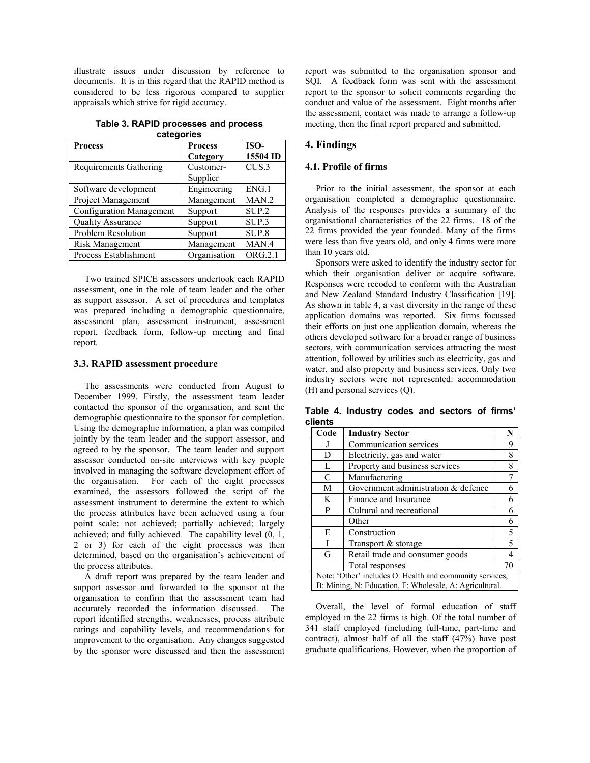illustrate issues under discussion by reference to documents. It is in this regard that the RAPID method is considered to be less rigorous compared to supplier appraisals which strive for rigid accuracy.

**Table 3. RAPID processes and process categories**

| Process | Process Category | ISO-15504 ID |
|---|---|---|
| Requirements Gathering | Customer-Supplier | CUS.3 |
| Software development | Engineering | ENG.1 |
| Project Management | Management | MAN.2 |
| Configuration Management | Support | SUP.2 |
| Quality Assurance | Support | SUP.3 |
| Problem Resolution | Support | SUP.8 |
| Risk Management | Management | MAN.4 |
| Process Establishment | Organisation | ORG.2.1 |

Two trained SPICE assessors undertook each RAPID assessment, one in the role of team leader and the other as support assessor. A set of procedures and templates was prepared including a demographic questionnaire, assessment plan, assessment instrument, assessment report, feedback form, follow-up meeting and final report.

### 3.3. RAPID assessment procedure

The assessments were conducted from August to December 1999. Firstly, the assessment team leader contacted the sponsor of the organisation, and sent the demographic questionnaire to the sponsor for completion. Using the demographic information, a plan was compiled jointly by the team leader and the support assessor, and agreed to by the sponsor. The team leader and support assessor conducted on-site interviews with key people involved in managing the software development effort of the organisation. For each of the eight processes examined, the assessors followed the script of the assessment instrument to determine the extent to which the process attributes have been achieved using a four point scale: not achieved; partially achieved; largely achieved; and fully achieved. The capability level (0, 1, 2 or 3) for each of the eight processes was then determined, based on the organisation's achievement of the process attributes.

A draft report was prepared by the team leader and support assessor and forwarded to the sponsor at the organisation to confirm that the assessment team had accurately recorded the information discussed. The report identified strengths, weaknesses, process attribute ratings and capability levels, and recommendations for improvement to the organisation. Any changes suggested by the sponsor were discussed and then the assessment report was submitted to the organisation sponsor and SQI. A feedback form was sent with the assessment report to the sponsor to solicit comments regarding the conduct and value of the assessment. Eight months after the assessment, contact was made to arrange a follow-up meeting, then the final report prepared and submitted.

## 4. Findings

### 4.1. Profile of firms

Prior to the initial assessment, the sponsor at each organisation completed a demographic questionnaire. Analysis of the responses provides a summary of the organisational characteristics of the 22 firms. 18 of the 22 firms provided the year founded. Many of the firms were less than five years old, and only 4 firms were more than 10 years old.

Sponsors were asked to identify the industry sector for which their organisation deliver or acquire software. Responses were recoded to conform with the Australian and New Zealand Standard Industry Classification [19]. As shown in table 4, a vast diversity in the range of these application domains was reported. Six firms focussed their efforts on just one application domain, whereas the others developed software for a broader range of business sectors, with communication services attracting the most attention, followed by utilities such as electricity, gas and water, and also property and business services. Only two industry sectors were not represented: accommodation (H) and personal services (Q).

**Table 4. Industry codes and sectors of firms' clients**

| Code | Industry Sector | N |
|---|---|---|
| J | Communication services | 9 |
| D | Electricity, gas and water | 8 |
| L | Property and business services | 8 |
| C | Manufacturing | 7 |
| M | Government administration & defence | 6 |
| K | Finance and Insurance | 6 |
| P | Cultural and recreational | 6 |
| | Other | 6 |
| E | Construction | 5 |
| I | Transport & storage | 5 |
| G | Retail trade and consumer goods | 4 |
| | Total responses | 70 |

Note: 'Other' includes O: Health and community services, B: Mining, N: Education, F: Wholesale, A: Agricultural.

Overall, the level of formal education of staff employed in the 22 firms is high. Of the total number of 341 staff employed (including full-time, part-time and contract), almost half of all the staff (47%) have post graduate qualifications. However, when the proportion of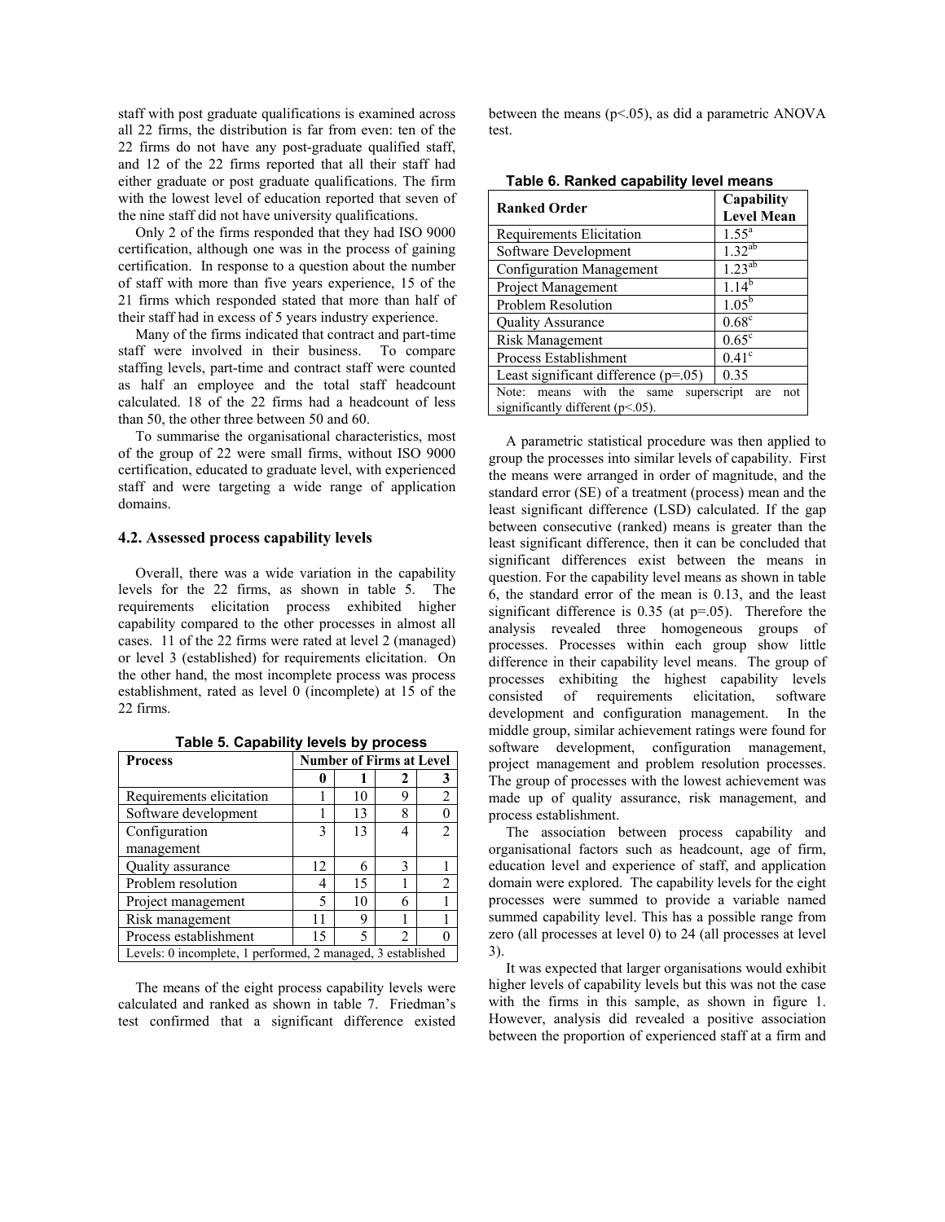staff with post graduate qualifications is examined across all 22 firms, the distribution is far from even: ten of the 22 firms do not have any post-graduate qualified staff, and 12 of the 22 firms reported that all their staff had either graduate or post graduate qualifications. The firm with the lowest level of education reported that seven of the nine staff did not have university qualifications.

Only 2 of the firms responded that they had ISO 9000 certification, although one was in the process of gaining certification. In response to a question about the number of staff with more than five years experience, 15 of the 21 firms which responded stated that more than half of their staff had in excess of 5 years industry experience.

Many of the firms indicated that contract and part-time staff were involved in their business. To compare staffing levels, part-time and contract staff were counted as half an employee and the total staff headcount calculated. 18 of the 22 firms had a headcount of less than 50, the other three between 50 and 60.

To summarise the organisational characteristics, most of the group of 22 were small firms, without ISO 9000 certification, educated to graduate level, with experienced staff and were targeting a wide range of application domains.

### 4.2. Assessed process capability levels

Overall, there was a wide variation in the capability levels for the 22 firms, as shown in table 5. The requirements elicitation process exhibited higher capability compared to the other processes in almost all cases. 11 of the 22 firms were rated at level 2 (managed) or level 3 (established) for requirements elicitation. On the other hand, the most incomplete process was process establishment, rated as level 0 (incomplete) at 15 of the 22 firms.

**Table 5. Capability levels by process**

| Process | Number of Firms at Level | | | |
|---|---|---|---|---|
| | 0 | 1 | 2 | 3 |
| Requirements elicitation | 1 | 10 | 9 | 2 |
| Software development | 1 | 13 | 8 | 0 |
| Configuration management | 3 | 13 | 4 | 2 |
| Quality assurance | 12 | 6 | 3 | 1 |
| Problem resolution | 4 | 15 | 1 | 2 |
| Project management | 5 | 10 | 6 | 1 |
| Risk management | 11 | 9 | 1 | 1 |
| Process establishment | 15 | 5 | 2 | 0 |
| Levels: 0 incomplete, 1 performed, 2 managed, 3 established | | | | |

The means of the eight process capability levels were calculated and ranked as shown in table 7. Friedman's test confirmed that a significant difference existed between the means ($p<.05$), as did a parametric ANOVA test.

**Table 6. Ranked capability level means**

| Ranked Order | Capability Level Mean |
|---|---|
| Requirements Elicitation | 1.55[a] |
| Software Development | 1.32[ab] |
| Configuration Management | 1.23[ab] |
| Project Management | 1.14[b] |
| Problem Resolution | 1.05[b] |
| Quality Assurance | 0.68[c] |
| Risk Management | 0.65[c] |
| Process Establishment | 0.41[c] |
| Least significant difference ($p$=.05) | 0.35 |
| Note: means with the same superscript are not significantly different ($p<.05$). | |

A parametric statistical procedure was then applied to group the processes into similar levels of capability. First the means were arranged in order of magnitude, and the standard error (SE) of a treatment (process) mean and the least significant difference (LSD) calculated. If the gap between consecutive (ranked) means is greater than the least significant difference, then it can be concluded that significant differences exist between the means in question. For the capability level means as shown in table 6, the standard error of the mean is 0.13, and the least significant difference is 0.35 (at $p$=.05). Therefore the analysis revealed three homogeneous groups of processes. Processes within each group show little difference in their capability level means. The group of processes exhibiting the highest capability levels consisted of requirements elicitation, software development and configuration management. In the middle group, similar achievement ratings were found for software development, configuration management, project management and problem resolution processes. The group of processes with the lowest achievement was made up of quality assurance, risk management, and process establishment.

The association between process capability and organisational factors such as headcount, age of firm, education level and experience of staff, and application domain were explored. The capability levels for the eight processes were summed to provide a variable named summed capability level. This has a possible range from zero (all processes at level 0) to 24 (all processes at level 3).

It was expected that larger organisations would exhibit higher levels of capability levels but this was not the case with the firms in this sample, as shown in figure 1. However, analysis did revealed a positive association between the proportion of experienced staff at a firm and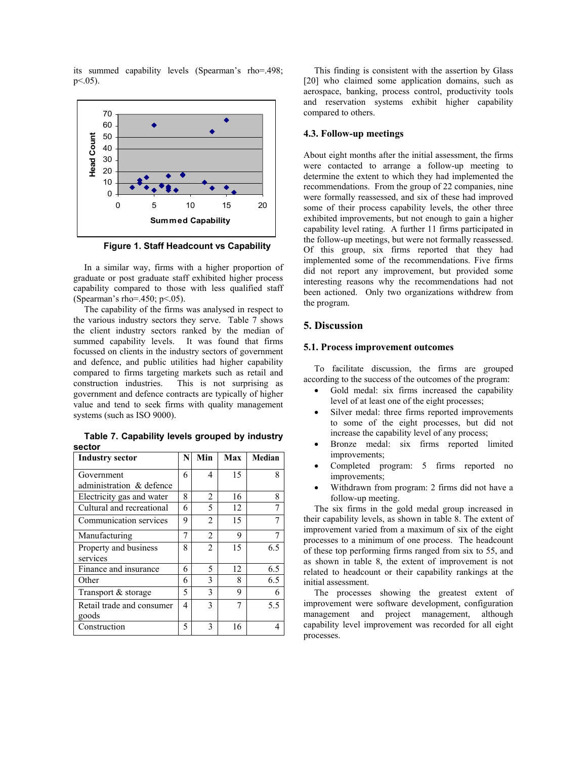its summed capability levels (Spearman's rho=.498; $p<.05$).

Head Count

70
60
50
40
30
20
10
0

0
5
10
15
20

Summed Capability

**Figure 1. Staff Headcount vs Capability**

In a similar way, firms with a higher proportion of graduate or post graduate staff exhibited higher process capability compared to those with less qualified staff (Spearman's rho=.450; $p<.05$).

The capability of the firms was analysed in respect to the various industry sectors they serve. Table 7 shows the client industry sectors ranked by the median of summed capability levels. It was found that firms focussed on clients in the industry sectors of government and defence, and public utilities had higher capability compared to firms targeting markets such as retail and construction industries. This is not surprising as government and defence contracts are typically of higher value and tend to seek firms with quality management systems (such as ISO 9000).

**Table 7. Capability levels grouped by industry sector**

| Industry sector | N | Min | Max | Median |
|---|---|---|---|---|
| Government administration & defence | 6 | 4 | 15 | 8 |
| Electricity gas and water | 8 | 2 | 16 | 8 |
| Cultural and recreational | 6 | 5 | 12 | 7 |
| Communication services | 9 | 2 | 15 | 7 |
| Manufacturing | 7 | 2 | 9 | 7 |
| Property and business services | 8 | 2 | 15 | 6.5 |
| Finance and insurance | 6 | 5 | 12 | 6.5 |
| Other | 6 | 3 | 8 | 6.5 |
| Transport & storage | 5 | 3 | 9 | 6 |
| Retail trade and consumer goods | 4 | 3 | 7 | 5.5 |
| Construction | 5 | 3 | 16 | 4 |

This finding is consistent with the assertion by Glass [20] who claimed some application domains, such as aerospace, banking, process control, productivity tools and reservation systems exhibit higher capability compared to others.

### 4.3. Follow-up meetings

About eight months after the initial assessment, the firms were contacted to arrange a follow-up meeting to determine the extent to which they had implemented the recommendations. From the group of 22 companies, nine were formally reassessed, and six of these had improved some of their process capability levels, the other three exhibited improvements, but not enough to gain a higher capability level rating. A further 11 firms participated in the follow-up meetings, but were not formally reassessed. Of this group, six firms reported that they had implemented some of the recommendations. Five firms did not report any improvement, but provided some interesting reasons why the recommendations had not been actioned. Only two organizations withdrew from the program.

## 5. Discussion

### 5.1. Process improvement outcomes

To facilitate discussion, the firms are grouped according to the success of the outcomes of the program:

- Gold medal: six firms increased the capability level of at least one of the eight processes;
- Silver medal: three firms reported improvements to some of the eight processes, but did not increase the capability level of any process;
- Bronze medal: six firms reported limited improvements;
- Completed program: 5 firms reported no improvements;
- Withdrawn from program: 2 firms did not have a follow-up meeting.

The six firms in the gold medal group increased in their capability levels, as shown in table 8. The extent of improvement varied from a maximum of six of the eight processes to a minimum of one process. The headcount of these top performing firms ranged from six to 55, and as shown in table 8, the extent of improvement is not related to headcount or their capability rankings at the initial assessment.

The processes showing the greatest extent of improvement were software development, configuration management and project management, although capability level improvement was recorded for all eight processes.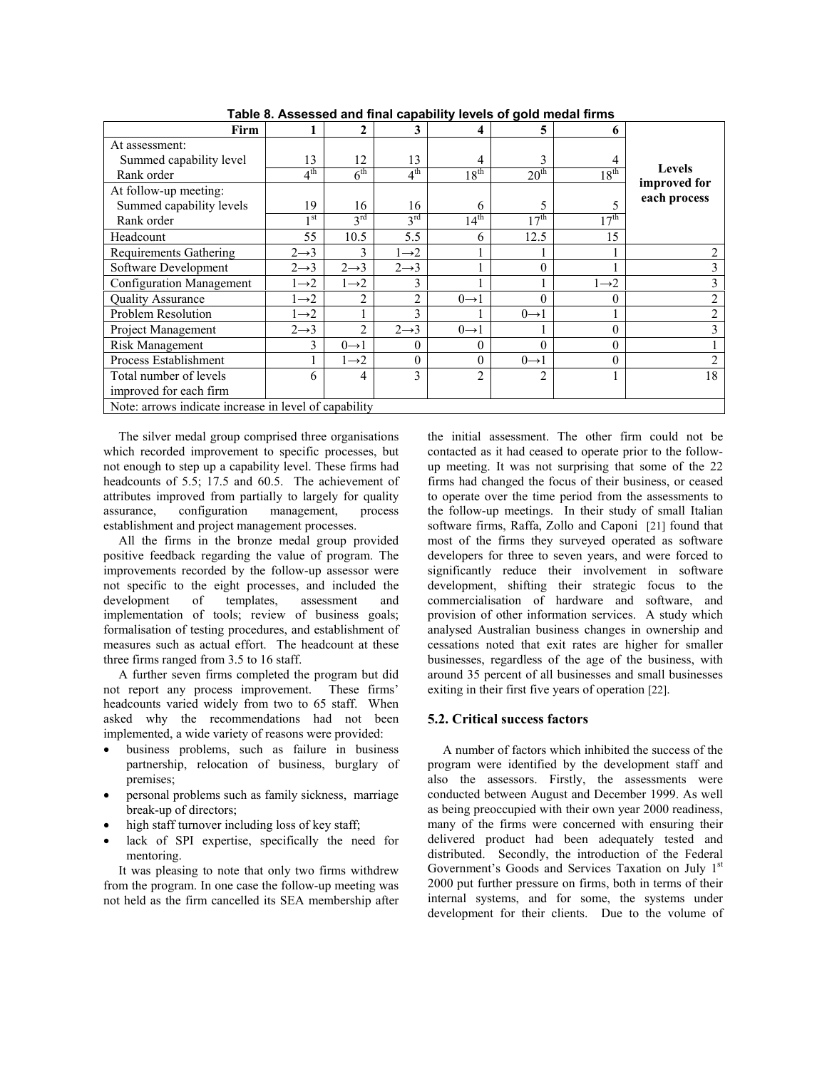**Table 8. Assessed and final capability levels of gold medal firms**

| Firm | 1 | 2 | 3 | 4 | 5 | 6 | Levels improved for each process |
|---|---|---|---|---|---|---|---|
| At assessment: | | | | | | | |
| Summed capability level | 13 | 12 | 13 | 4 | 3 | 4 | |
| Rank order | 4th | 6th | 4th | 18th | 20th | 18th | |
| At follow-up meeting: | | | | | | | |
| Summed capability levels | 19 | 16 | 16 | 6 | 5 | 5 | |
| Rank order | 1st | 3rd | 3rd | 14th | 17th | 17th | |
| Headcount | 55 | 10.5 | 5.5 | 6 | 12.5 | 15 | |
| Requirements Gathering | 2→3 | 3 | 1→2 | 1 | 1 | 1 | 2 |
| Software Development | 2→3 | 2→3 | 2→3 | 1 | 0 | 1 | 3 |
| Configuration Management | 1→2 | 1→2 | 3 | 1 | 1 | 1→2 | 3 |
| Quality Assurance | 1→2 | 2 | 2 | 0→1 | 0 | 0 | 2 |
| Problem Resolution | 1→2 | 1 | 3 | 1 | 0→1 | 1 | 2 |
| Project Management | 2→3 | 2 | 2→3 | 0→1 | 1 | 0 | 3 |
| Risk Management | 3 | 0→1 | 0 | 0 | 0 | 0 | 1 |
| Process Establishment | 1 | 1→2 | 0 | 0 | 0→1 | 0 | 2 |
| Total number of levels improved for each firm | 6 | 4 | 3 | 2 | 2 | 1 | 18 |

Note: arrows indicate increase in level of capability

The silver medal group comprised three organisations which recorded improvement to specific processes, but not enough to step up a capability level. These firms had headcounts of 5.5; 17.5 and 60.5. The achievement of attributes improved from partially to largely for quality assurance, configuration management, process establishment and project management processes.

All the firms in the bronze medal group provided positive feedback regarding the value of program. The improvements recorded by the follow-up assessor were not specific to the eight processes, and included the development of templates, assessment and implementation of tools; review of business goals; formalisation of testing procedures, and establishment of measures such as actual effort. The headcount at these three firms ranged from 3.5 to 16 staff.

A further seven firms completed the program but did not report any process improvement. These firms' headcounts varied widely from two to 65 staff. When asked why the recommendations had not been implemented, a wide variety of reasons were provided:

- business problems, such as failure in business partnership, relocation of business, burglary of premises;
- personal problems such as family sickness, marriage break-up of directors;
- high staff turnover including loss of key staff;
- lack of SPI expertise, specifically the need for mentoring.

It was pleasing to note that only two firms withdrew from the program. In one case the follow-up meeting was not held as the firm cancelled its SEA membership after the initial assessment. The other firm could not be contacted as it had ceased to operate prior to the follow-up meeting. It was not surprising that some of the 22 firms had changed the focus of their business, or ceased to operate over the time period from the assessments to the follow-up meetings. In their study of small Italian software firms, Raffa, Zollo and Caponi [21] found that most of the firms they surveyed operated as software developers for three to seven years, and were forced to significantly reduce their involvement in software development, shifting their strategic focus to the commercialisation of hardware and software, and provision of other information services. A study which analysed Australian business changes in ownership and cessations noted that exit rates are higher for smaller businesses, regardless of the age of the business, with around 35 percent of all businesses and small businesses exiting in their first five years of operation [22].

### 5.2. Critical success factors

A number of factors which inhibited the success of the program were identified by the development staff and also the assessors. Firstly, the assessments were conducted between August and December 1999. As well as being preoccupied with their own year 2000 readiness, many of the firms were concerned with ensuring their delivered product had been adequately tested and distributed. Secondly, the introduction of the Federal Government's Goods and Services Taxation on July 1st 2000 put further pressure on firms, both in terms of their internal systems, and for some, the systems under development for their clients. Due to the volume of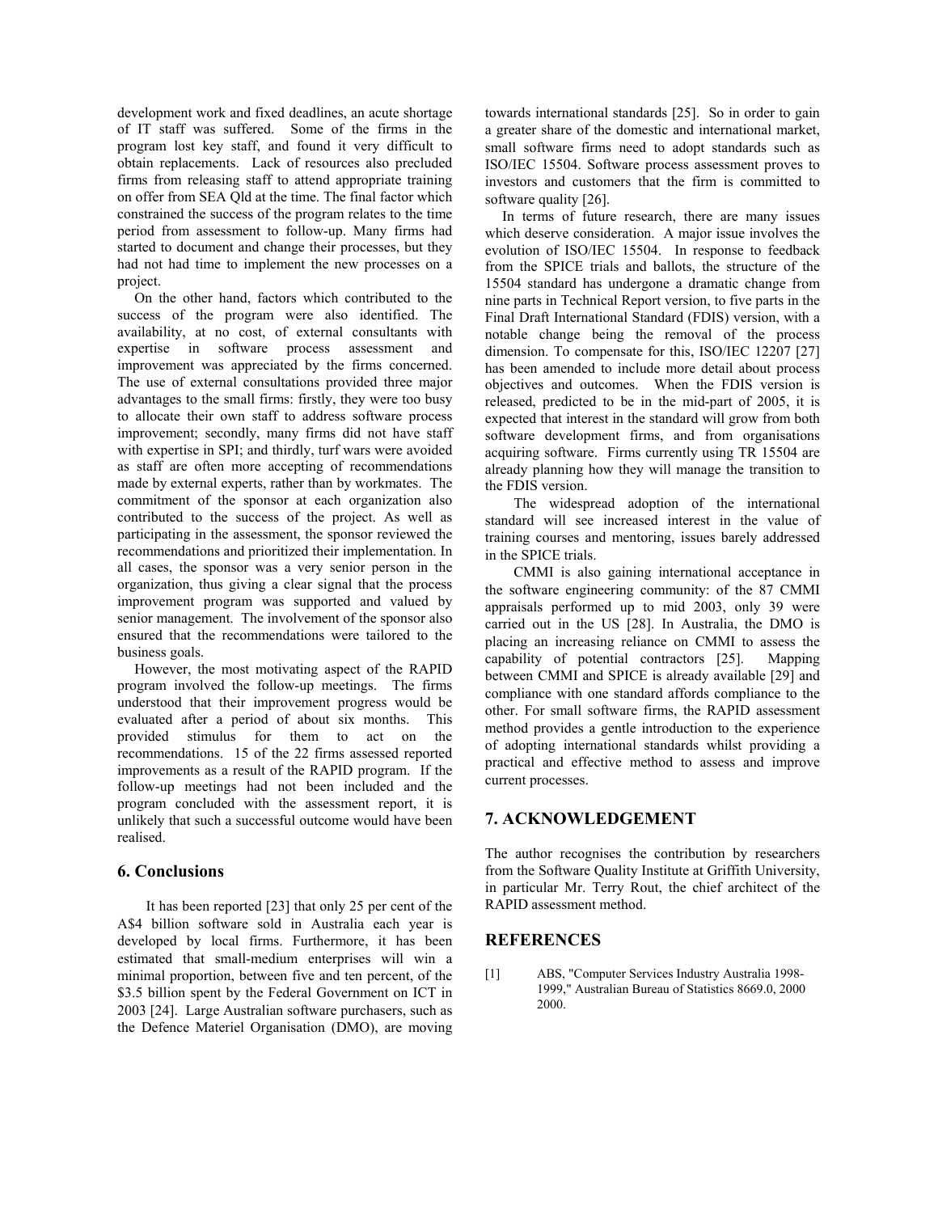development work and fixed deadlines, an acute shortage of IT staff was suffered. Some of the firms in the program lost key staff, and found it very difficult to obtain replacements. Lack of resources also precluded firms from releasing staff to attend appropriate training on offer from SEA Qld at the time. The final factor which constrained the success of the program relates to the time period from assessment to follow-up. Many firms had started to document and change their processes, but they had not had time to implement the new processes on a project.

On the other hand, factors which contributed to the success of the program were also identified. The availability, at no cost, of external consultants with expertise in software process assessment and improvement was appreciated by the firms concerned. The use of external consultations provided three major advantages to the small firms: firstly, they were too busy to allocate their own staff to address software process improvement; secondly, many firms did not have staff with expertise in SPI; and thirdly, turf wars were avoided as staff are often more accepting of recommendations made by external experts, rather than by workmates. The commitment of the sponsor at each organization also contributed to the success of the project. As well as participating in the assessment, the sponsor reviewed the recommendations and prioritized their implementation. In all cases, the sponsor was a very senior person in the organization, thus giving a clear signal that the process improvement program was supported and valued by senior management. The involvement of the sponsor also ensured that the recommendations were tailored to the business goals.

However, the most motivating aspect of the RAPID program involved the follow-up meetings. The firms understood that their improvement progress would be evaluated after a period of about six months. This provided stimulus for them to act on the recommendations. 15 of the 22 firms assessed reported improvements as a result of the RAPID program. If the follow-up meetings had not been included and the program concluded with the assessment report, it is unlikely that such a successful outcome would have been realised.

## 6. Conclusions

It has been reported [23] that only 25 per cent of the A$4 billion software sold in Australia each year is developed by local firms. Furthermore, it has been estimated that small-medium enterprises will win a minimal proportion, between five and ten percent, of the $3.5 billion spent by the Federal Government on ICT in 2003 [24]. Large Australian software purchasers, such as the Defence Materiel Organisation (DMO), are moving towards international standards [25]. So in order to gain a greater share of the domestic and international market, small software firms need to adopt standards such as ISO/IEC 15504. Software process assessment proves to investors and customers that the firm is committed to software quality [26].

In terms of future research, there are many issues which deserve consideration. A major issue involves the evolution of ISO/IEC 15504. In response to feedback from the SPICE trials and ballots, the structure of the 15504 standard has undergone a dramatic change from nine parts in Technical Report version, to five parts in the Final Draft International Standard (FDIS) version, with a notable change being the removal of the process dimension. To compensate for this, ISO/IEC 12207 [27] has been amended to include more detail about process objectives and outcomes. When the FDIS version is released, predicted to be in the mid-part of 2005, it is expected that interest in the standard will grow from both software development firms, and from organisations acquiring software. Firms currently using TR 15504 are already planning how they will manage the transition to the FDIS version.

The widespread adoption of the international standard will see increased interest in the value of training courses and mentoring, issues barely addressed in the SPICE trials.

CMMI is also gaining international acceptance in the software engineering community: of the 87 CMMI appraisals performed up to mid 2003, only 39 were carried out in the US [28]. In Australia, the DMO is placing an increasing reliance on CMMI to assess the capability of potential contractors [25]. Mapping between CMMI and SPICE is already available [29] and compliance with one standard affords compliance to the other. For small software firms, the RAPID assessment method provides a gentle introduction to the experience of adopting international standards whilst providing a practical and effective method to assess and improve current processes.

## 7. ACKNOWLEDGEMENT

The author recognises the contribution by researchers from the Software Quality Institute at Griffith University, in particular Mr. Terry Rout, the chief architect of the RAPID assessment method.

## REFERENCES

[1] ABS, "Computer Services Industry Australia 1998-1999," Australian Bureau of Statistics 8669.0, 2000 2000.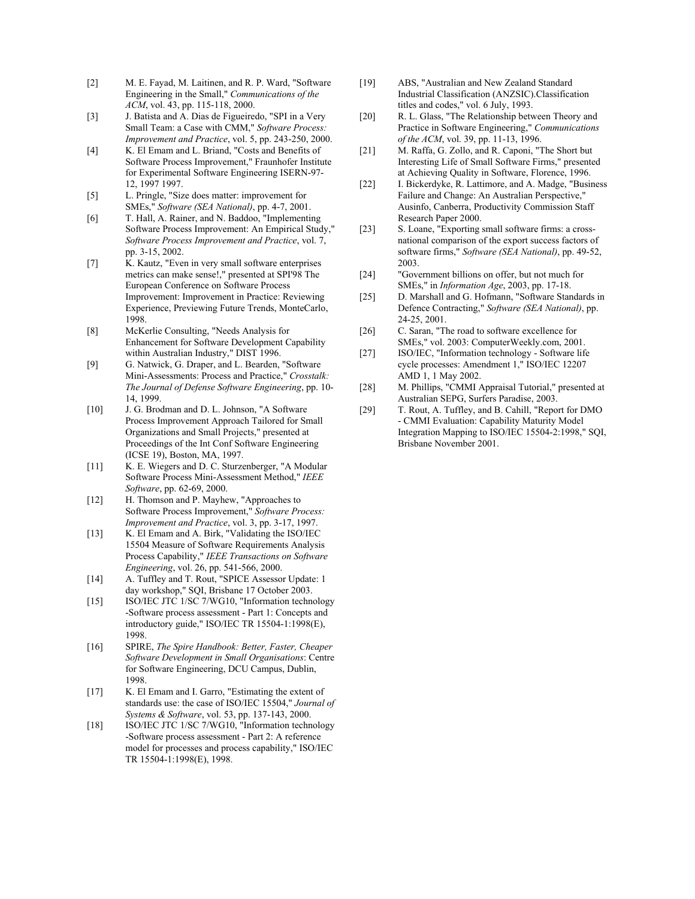[2] M. E. Fayad, M. Laitinen, and R. P. Ward, "Software Engineering in the Small," *Communications of the ACM*, vol. 43, pp. 115-118, 2000.

[3] J. Batista and A. Dias de Figueiredo, "SPI in a Very Small Team: a Case with CMM," *Software Process: Improvement and Practice*, vol. 5, pp. 243-250, 2000.

[4] K. El Emam and L. Briand, "Costs and Benefits of Software Process Improvement," Fraunhofer Institute for Experimental Software Engineering ISERN-97-12, 1997 1997.

[5] L. Pringle, "Size does matter: improvement for SMEs," *Software (SEA National)*, pp. 4-7, 2001.

[6] T. Hall, A. Rainer, and N. Baddoo, "Implementing Software Process Improvement: An Empirical Study," *Software Process Improvement and Practice*, vol. 7, pp. 3-15, 2002.

[7] K. Kautz, "Even in very small software enterprises metrics can make sense!," presented at SPI'98 The European Conference on Software Process Improvement: Improvement in Practice: Reviewing Experience, Previewing Future Trends, MonteCarlo, 1998.

[8] McKerlie Consulting, "Needs Analysis for Enhancement for Software Development Capability within Australian Industry," DIST 1996.

[9] G. Natwick, G. Draper, and L. Bearden, "Software Mini-Assessments: Process and Practice," *Crosstalk: The Journal of Defense Software Engineering*, pp. 10-14, 1999.

[10] J. G. Brodman and D. L. Johnson, "A Software Process Improvement Approach Tailored for Small Organizations and Small Projects," presented at Proceedings of the Int Conf Software Engineering (ICSE 19), Boston, MA, 1997.

[11] K. E. Wiegers and D. C. Sturzenberger, "A Modular Software Process Mini-Assessment Method," *IEEE Software*, pp. 62-69, 2000.

[12] H. Thomson and P. Mayhew, "Approaches to Software Process Improvement," *Software Process: Improvement and Practice*, vol. 3, pp. 3-17, 1997.

[13] K. El Emam and A. Birk, "Validating the ISO/IEC 15504 Measure of Software Requirements Analysis Process Capability," *IEEE Transactions on Software Engineering*, vol. 26, pp. 541-566, 2000.

[14] A. Tuffley and T. Rout, "SPICE Assessor Update: 1 day workshop," SQI, Brisbane 17 October 2003.

[15] ISO/IEC JTC 1/SC 7/WG10, "Information technology -Software process assessment - Part 1: Concepts and introductory guide," ISO/IEC TR 15504-1:1998(E), 1998.

[16] SPIRE, *The Spire Handbook: Better, Faster, Cheaper Software Development in Small Organisations*: Centre for Software Engineering, DCU Campus, Dublin, 1998.

[17] K. El Emam and I. Garro, "Estimating the extent of standards use: the case of ISO/IEC 15504," *Journal of Systems & Software*, vol. 53, pp. 137-143, 2000.

[18] ISO/IEC JTC 1/SC 7/WG10, "Information technology -Software process assessment - Part 2: A reference model for processes and process capability," ISO/IEC TR 15504-1:1998(E), 1998.

[19] ABS, "Australian and New Zealand Standard Industrial Classification (ANZSIC).Classification titles and codes," vol. 6 July, 1993.

[20] R. L. Glass, "The Relationship between Theory and Practice in Software Engineering," *Communications of the ACM*, vol. 39, pp. 11-13, 1996.

[21] M. Raffa, G. Zollo, and R. Caponi, "The Short but Interesting Life of Small Software Firms," presented at Achieving Quality in Software, Florence, 1996.

[22] I. Bickerdyke, R. Lattimore, and A. Madge, "Business Failure and Change: An Australian Perspective," Ausinfo, Canberra, Productivity Commission Staff Research Paper 2000.

[23] S. Loane, "Exporting small software firms: a cross-national comparison of the export success factors of software firms," *Software (SEA National)*, pp. 49-52, 2003.

[24] "Government billions on offer, but not much for SMEs," in *Information Age*, 2003, pp. 17-18.

[25] D. Marshall and G. Hofmann, "Software Standards in Defence Contracting," *Software (SEA National)*, pp. 24-25, 2001.

[26] C. Saran, "The road to software excellence for SMEs," vol. 2003: ComputerWeekly.com, 2001.

[27] ISO/IEC, "Information technology - Software life cycle processes: Amendment 1," ISO/IEC 12207 AMD 1, 1 May 2002.

[28] M. Phillips, "CMMI Appraisal Tutorial," presented at Australian SEPG, Surfers Paradise, 2003.

[29] T. Rout, A. Tuffley, and B. Cahill, "Report for DMO - CMMI Evaluation: Capability Maturity Model Integration Mapping to ISO/IEC 15504-2:1998," SQI, Brisbane November 2001.